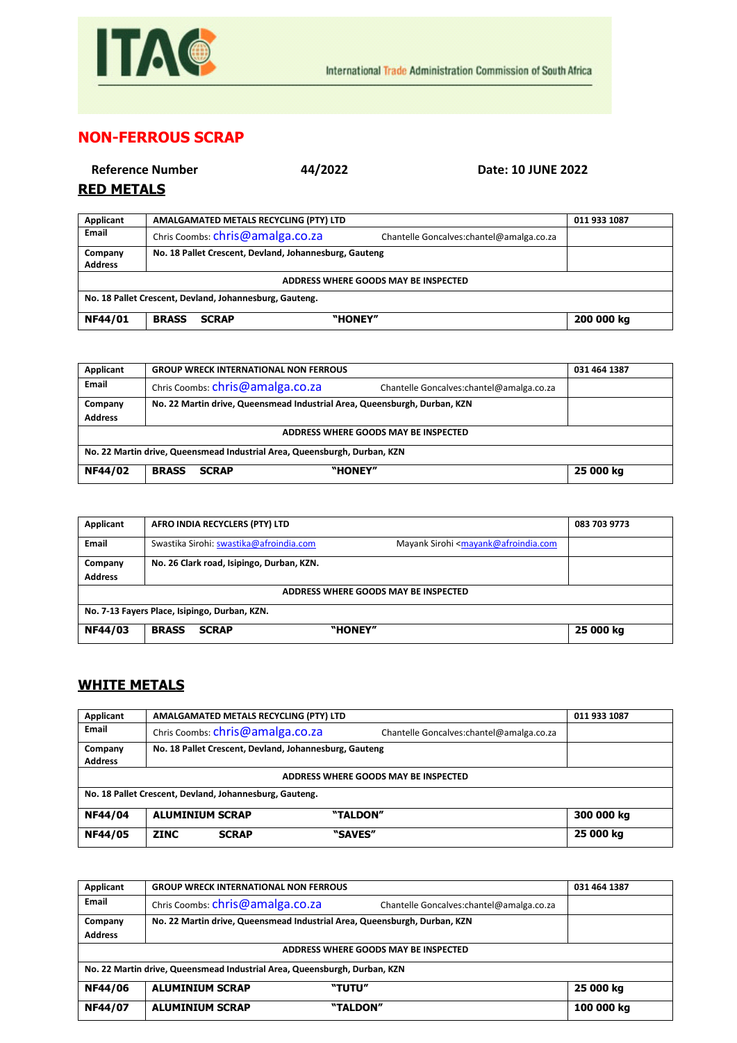ITAC

International Trade Administration Commission of South Africa

# NON-FERROUS SCRAP

**Reference Number** **44/2022** **Date: 10 JUNE 2022**

## RED METALS

| Applicant | AMALGAMATED METALS RECYCLING (PTY) LTD | | 011 933 1087 |
|---|---|---|---|
| Email | Chris Coombs: chris@amalga.co.za | Chantelle Goncalves:chantel@amalga.co.za | |
| Company Address | No. 18 Pallet Crescent, Devland, Johannesburg, Gauteng | | |
| ADDRESS WHERE GOODS MAY BE INSPECTED | | | |
| No. 18 Pallet Crescent, Devland, Johannesburg, Gauteng. | | | |
| **NF44/01** | **BRASS SCRAP** | **"HONEY"** | **200 000 kg** |

| Applicant | GROUP WRECK INTERNATIONAL NON FERROUS | | 031 464 1387 |
|---|---|---|---|
| Email | Chris Coombs: chris@amalga.co.za | Chantelle Goncalves:chantel@amalga.co.za | |
| Company Address | No. 22 Martin drive, Queensmead Industrial Area, Queensburgh, Durban, KZN | | |
| ADDRESS WHERE GOODS MAY BE INSPECTED | | | |
| No. 22 Martin drive, Queensmead Industrial Area, Queensburgh, Durban, KZN | | | |
| **NF44/02** | **BRASS SCRAP** | **"HONEY"** | **25 000 kg** |

| Applicant | AFRO INDIA RECYCLERS (PTY) LTD | | 083 703 9773 |
|---|---|---|---|
| Email | Swastika Sirohi: swastika@afroindia.com | Mayank Sirohi <mayank@afroindia.com | |
| Company Address | No. 26 Clark road, Isipingo, Durban, KZN. | | |
| ADDRESS WHERE GOODS MAY BE INSPECTED | | | |
| No. 7-13 Fayers Place, Isipingo, Durban, KZN. | | | |
| **NF44/03** | **BRASS SCRAP** | **"HONEY"** | **25 000 kg** |

## WHITE METALS

| Applicant | AMALGAMATED METALS RECYCLING (PTY) LTD | | 011 933 1087 |
|---|---|---|---|
| Email | Chris Coombs: chris@amalga.co.za | Chantelle Goncalves:chantel@amalga.co.za | |
| Company Address | No. 18 Pallet Crescent, Devland, Johannesburg, Gauteng | | |
| ADDRESS WHERE GOODS MAY BE INSPECTED | | | |
| No. 18 Pallet Crescent, Devland, Johannesburg, Gauteng. | | | |
| **NF44/04** | **ALUMINIUM SCRAP** | **"TALDON"** | **300 000 kg** |
| **NF44/05** | **ZINC SCRAP** | **"SAVES"** | **25 000 kg** |

| Applicant | GROUP WRECK INTERNATIONAL NON FERROUS | | 031 464 1387 |
|---|---|---|---|
| Email | Chris Coombs: chris@amalga.co.za | Chantelle Goncalves:chantel@amalga.co.za | |
| Company Address | No. 22 Martin drive, Queensmead Industrial Area, Queensburgh, Durban, KZN | | |
| ADDRESS WHERE GOODS MAY BE INSPECTED | | | |
| No. 22 Martin drive, Queensmead Industrial Area, Queensburgh, Durban, KZN | | | |
| **NF44/06** | **ALUMINIUM SCRAP** | **"TUTU"** | **25 000 kg** |
| **NF44/07** | **ALUMINIUM SCRAP** | **"TALDON"** | **100 000 kg** |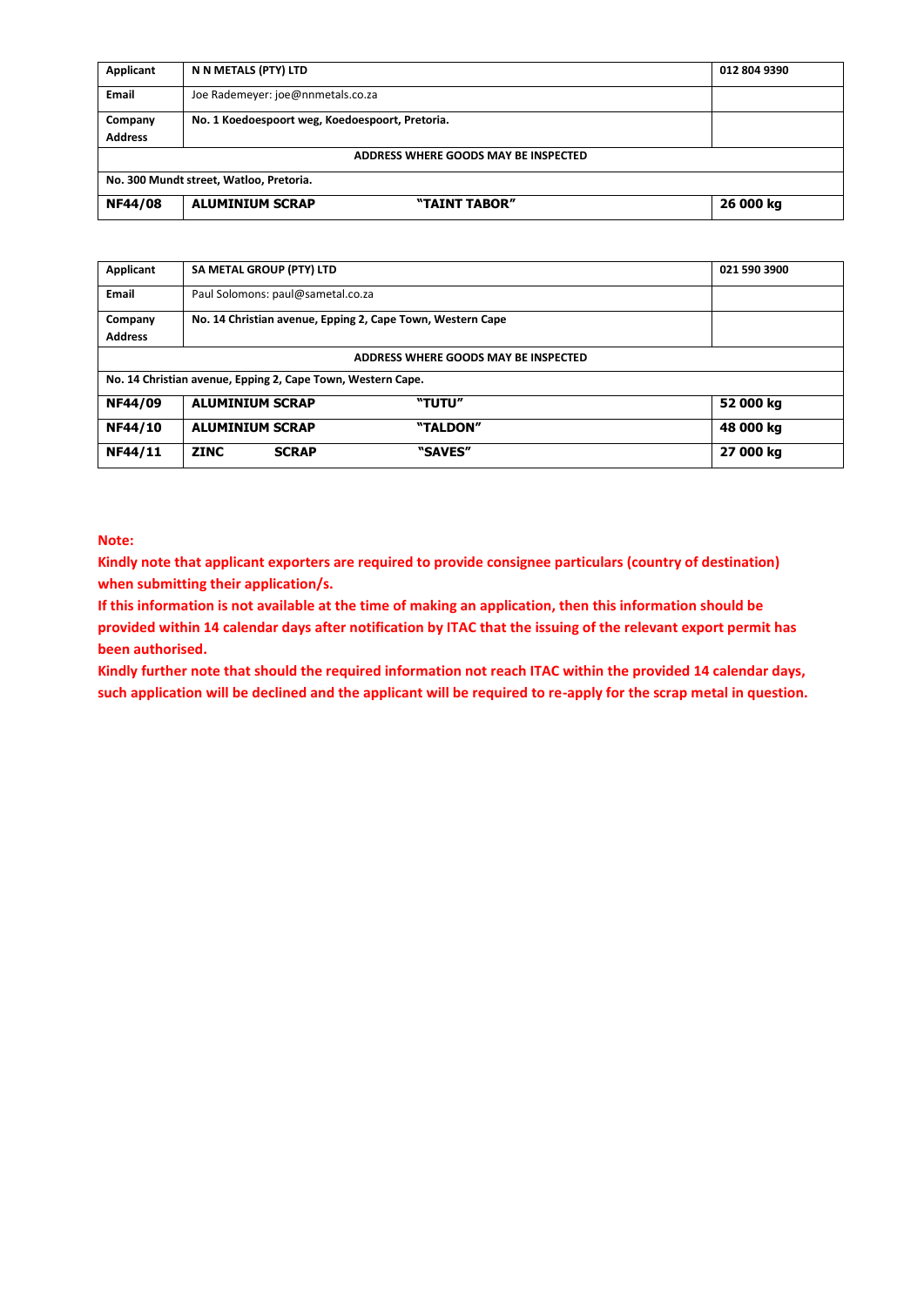| | | |
|---|---|---|
| **Applicant** | **N N METALS (PTY) LTD** | **012 804 9390** |
| **Email** | Joe Rademeyer: joe@nnmetals.co.za | |
| **Company Address** | **No. 1 Koedoespoort weg, Koedoespoort, Pretoria.** | |
| **ADDRESS WHERE GOODS MAY BE INSPECTED** | | |
| **No. 300 Mundt street, Watloo, Pretoria.** | | |
| **NF44/08** | **ALUMINIUM SCRAP "TAINT TABOR"** | **26 000 kg** |

| | | |
|---|---|---|
| **Applicant** | **SA METAL GROUP (PTY) LTD** | **021 590 3900** |
| **Email** | Paul Solomons: paul@sametal.co.za | |
| **Company Address** | **No. 14 Christian avenue, Epping 2, Cape Town, Western Cape** | |
| **ADDRESS WHERE GOODS MAY BE INSPECTED** | | |
| **No. 14 Christian avenue, Epping 2, Cape Town, Western Cape.** | | |
| **NF44/09** | **ALUMINIUM SCRAP "TUTU"** | **52 000 kg** |
| **NF44/10** | **ALUMINIUM SCRAP "TALDON"** | **48 000 kg** |
| **NF44/11** | **ZINC SCRAP "SAVES"** | **27 000 kg** |

**Note:**

**Kindly note that applicant exporters are required to provide consignee particulars (country of destination) when submitting their application/s.**

**If this information is not available at the time of making an application, then this information should be provided within 14 calendar days after notification by ITAC that the issuing of the relevant export permit has been authorised.**

**Kindly further note that should the required information not reach ITAC within the provided 14 calendar days, such application will be declined and the applicant will be required to re-apply for the scrap metal in question.**